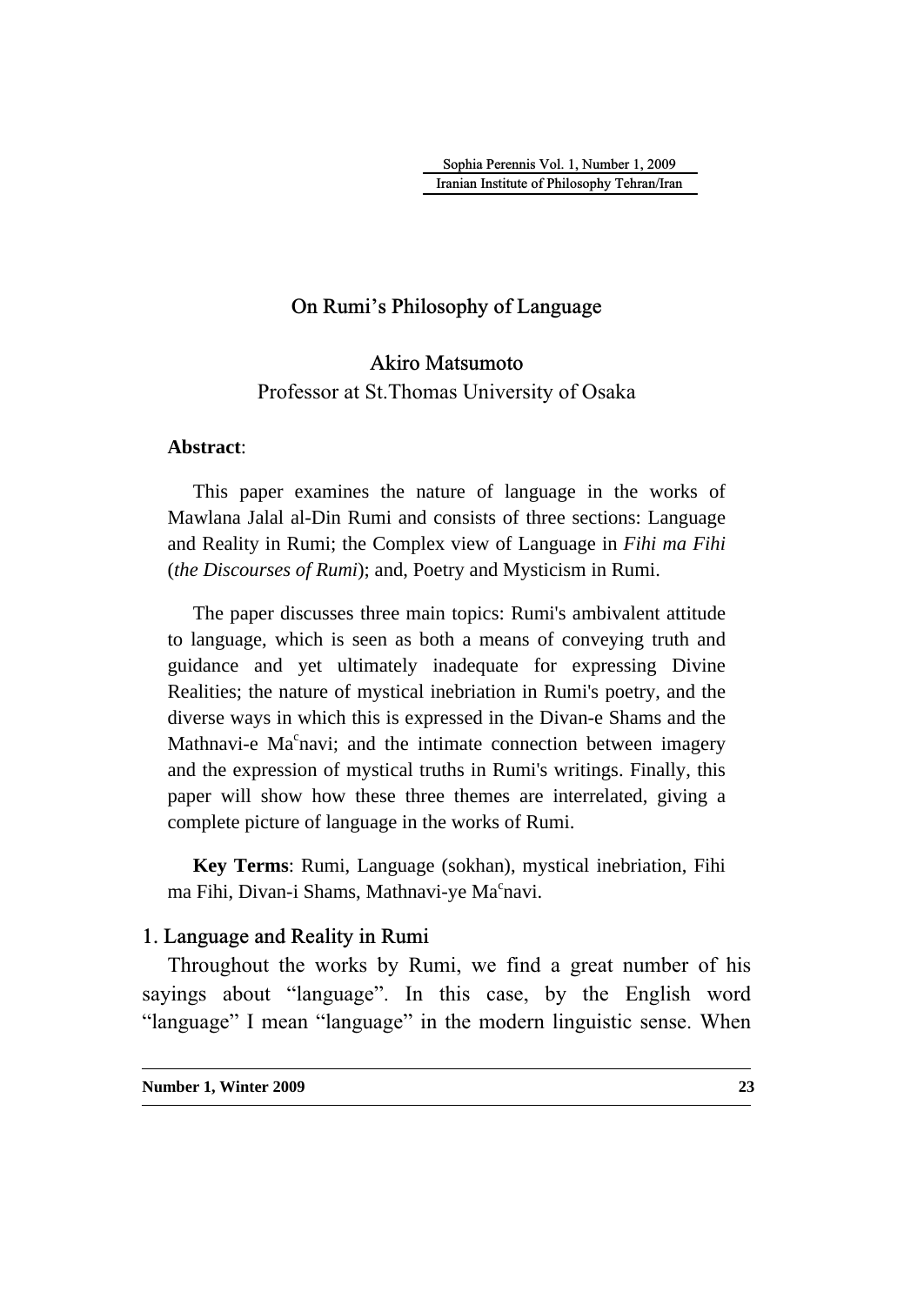# On Rumi's Philosophy of Language

**Akiro Matsumoto**

Professor at St.Thomas University of Osaka

**Abstract**:

This paper examines the nature of language in the works of Mawlana Jalal al-Din Rumi and consists of three sections: Language and Reality in Rumi; the Complex view of Language in *Fihi ma Fihi* (*the Discourses of Rumi*); and, Poetry and Mysticism in Rumi.

The paper discusses three main topics: Rumi's ambivalent attitude to language, which is seen as both a means of conveying truth and guidance and yet ultimately inadequate for expressing Divine Realities; the nature of mystical inebriation in Rumi's poetry, and the diverse ways in which this is expressed in the Divan-e Shams and the Mathnavi-e Ma$^c$navi; and the intimate connection between imagery and the expression of mystical truths in Rumi's writings. Finally, this paper will show how these three themes are interrelated, giving a complete picture of language in the works of Rumi.

**Key Terms**: Rumi, Language (sokhan), mystical inebriation, Fihi ma Fihi, Divan-i Shams, Mathnavi-ye Ma$^c$navi.

## 1. Language and Reality in Rumi

Throughout the works by Rumi, we find a great number of his sayings about "language". In this case, by the English word "language" I mean "language" in the modern linguistic sense. When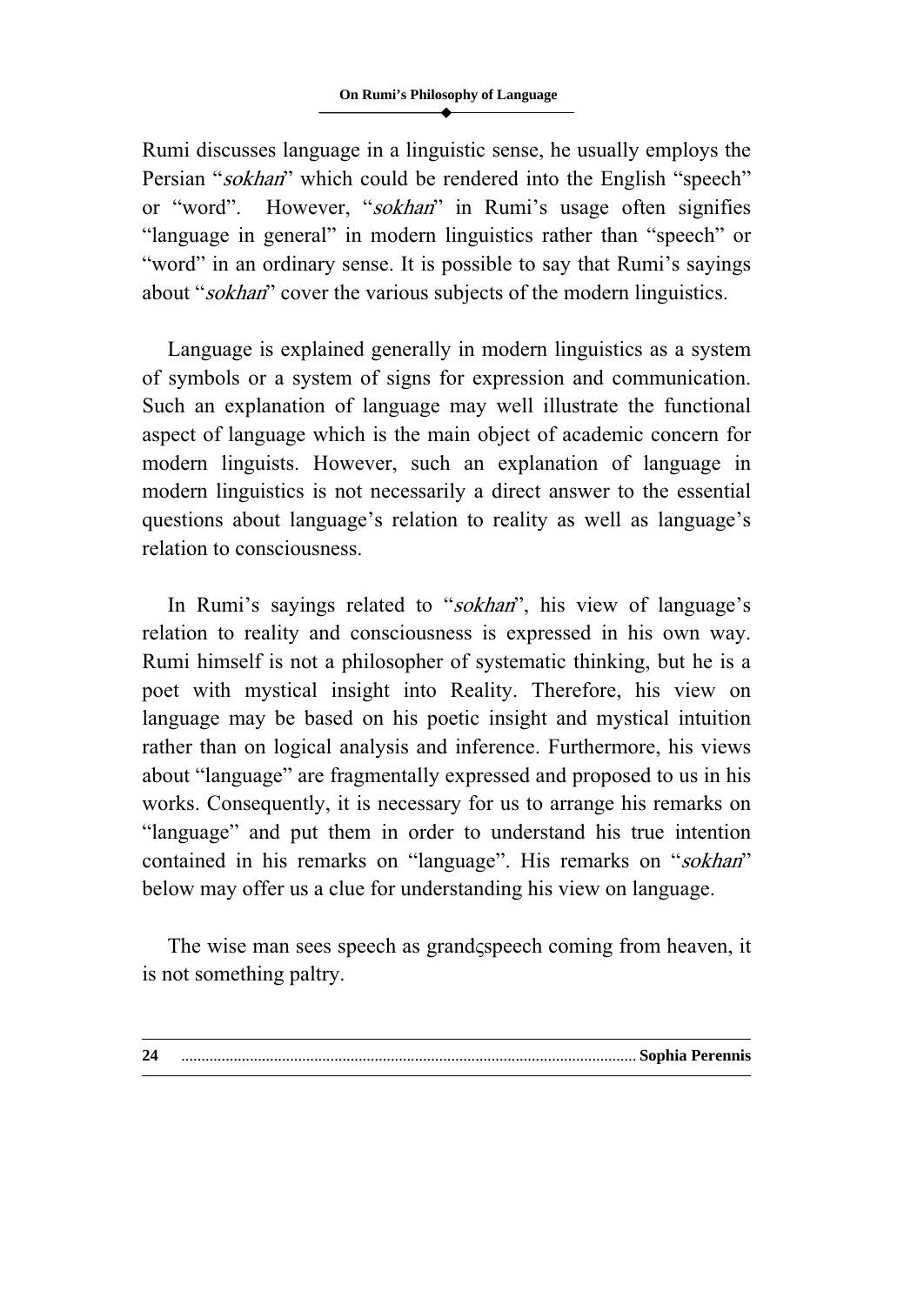Rumi discusses language in a linguistic sense, he usually employs the Persian "*sokhan*" which could be rendered into the English "speech" or "word". However, "*sokhan*" in Rumi's usage often signifies "language in general" in modern linguistics rather than "speech" or "word" in an ordinary sense. It is possible to say that Rumi's sayings about "*sokhan*" cover the various subjects of the modern linguistics.

Language is explained generally in modern linguistics as a system of symbols or a system of signs for expression and communication. Such an explanation of language may well illustrate the functional aspect of language which is the main object of academic concern for modern linguists. However, such an explanation of language in modern linguistics is not necessarily a direct answer to the essential questions about language's relation to reality as well as language's relation to consciousness.

In Rumi's sayings related to "*sokhan*", his view of language's relation to reality and consciousness is expressed in his own way. Rumi himself is not a philosopher of systematic thinking, but he is a poet with mystical insight into Reality. Therefore, his view on language may be based on his poetic insight and mystical intuition rather than on logical analysis and inference. Furthermore, his views about "language" are fragmentally expressed and proposed to us in his works. Consequently, it is necessary for us to arrange his remarks on "language" and put them in order to understand his true intention contained in his remarks on "language". His remarks on "*sokhan*" below may offer us a clue for understanding his view on language.

The wise man sees speech as grandςspeech coming from heaven, it is not something paltry.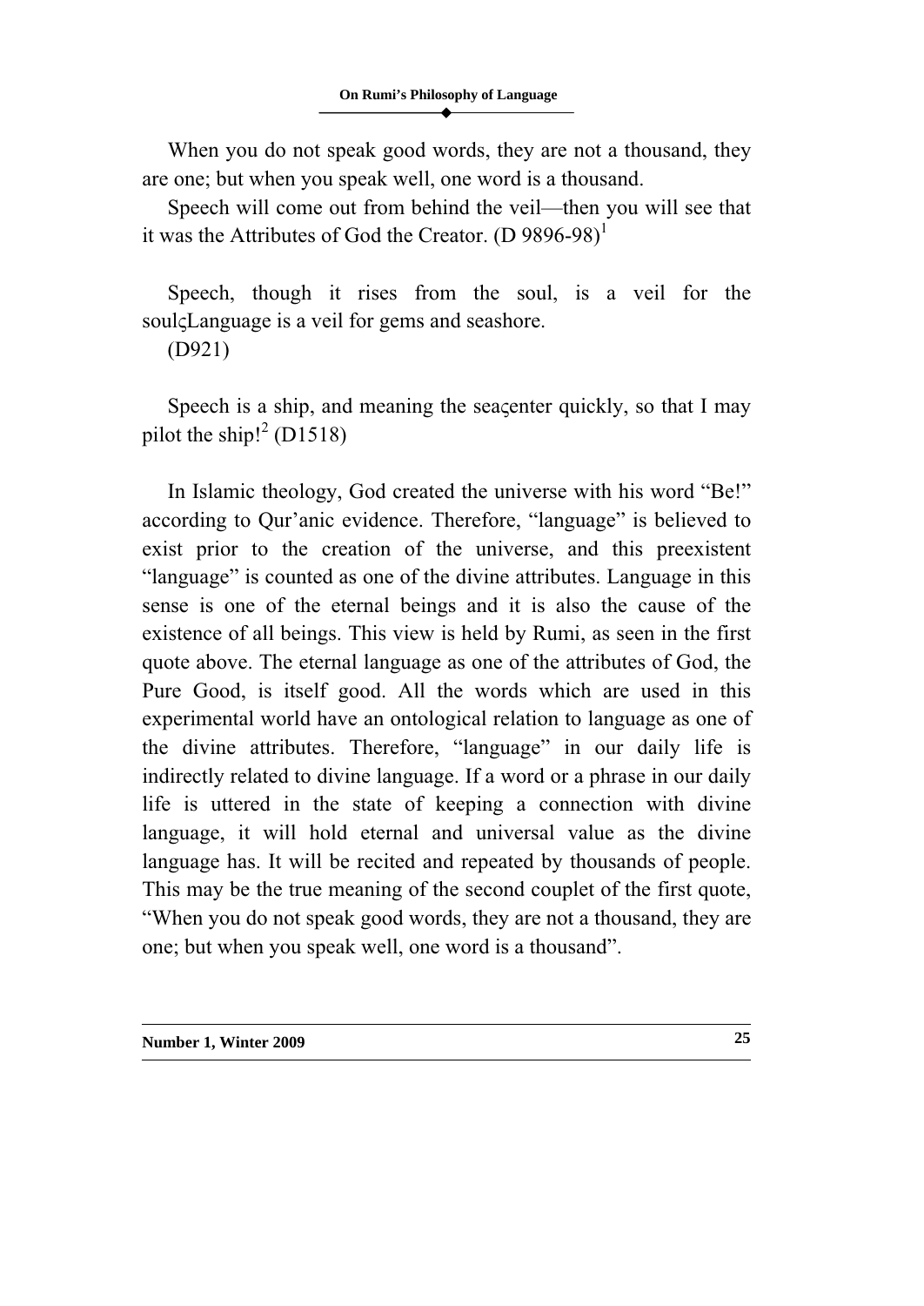When you do not speak good words, they are not a thousand, they are one; but when you speak well, one word is a thousand.

Speech will come out from behind the veil—then you will see that it was the Attributes of God the Creator. (D 9896-98)[1]

Speech, though it rises from the soul, is a veil for the soulς Language is a veil for gems and seashore.
(D921)

Speech is a ship, and meaning the seaςenter quickly, so that I may pilot the ship![2] (D1518)

In Islamic theology, God created the universe with his word "Be!" according to Qur'anic evidence. Therefore, "language" is believed to exist prior to the creation of the universe, and this preexistent "language" is counted as one of the divine attributes. Language in this sense is one of the eternal beings and it is also the cause of the existence of all beings. This view is held by Rumi, as seen in the first quote above. The eternal language as one of the attributes of God, the Pure Good, is itself good. All the words which are used in this experimental world have an ontological relation to language as one of the divine attributes. Therefore, "language" in our daily life is indirectly related to divine language. If a word or a phrase in our daily life is uttered in the state of keeping a connection with divine language, it will hold eternal and universal value as the divine language has. It will be recited and repeated by thousands of people. This may be the true meaning of the second couplet of the first quote, "When you do not speak good words, they are not a thousand, they are one; but when you speak well, one word is a thousand".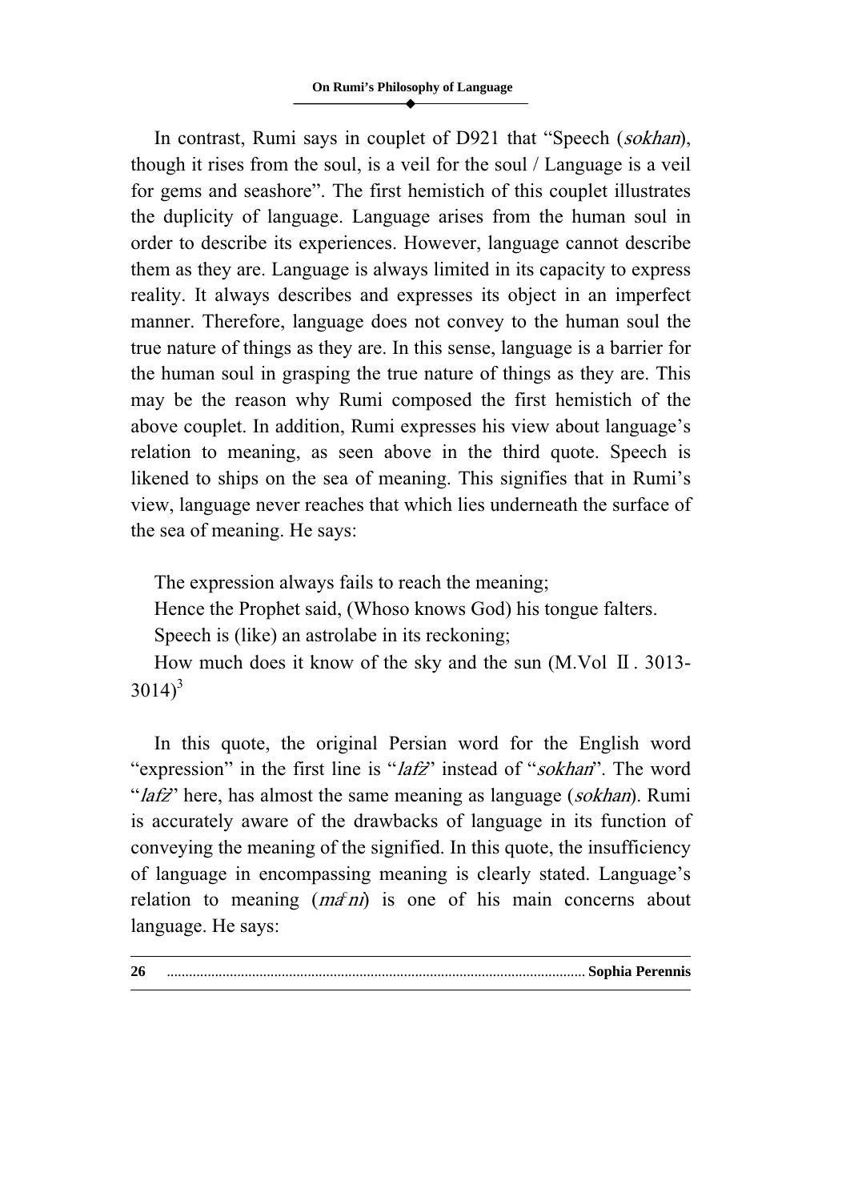In contrast, Rumi says in couplet of D921 that "Speech (*sokhan*), though it rises from the soul, is a veil for the soul / Language is a veil for gems and seashore". The first hemistich of this couplet illustrates the duplicity of language. Language arises from the human soul in order to describe its experiences. However, language cannot describe them as they are. Language is always limited in its capacity to express reality. It always describes and expresses its object in an imperfect manner. Therefore, language does not convey to the human soul the true nature of things as they are. In this sense, language is a barrier for the human soul in grasping the true nature of things as they are. This may be the reason why Rumi composed the first hemistich of the above couplet. In addition, Rumi expresses his view about language's relation to meaning, as seen above in the third quote. Speech is likened to ships on the sea of meaning. This signifies that in Rumi's view, language never reaches that which lies underneath the surface of the sea of meaning. He says:

The expression always fails to reach the meaning;
Hence the Prophet said, (Whoso knows God) his tongue falters.
Speech is (like) an astrolabe in its reckoning;
How much does it know of the sky and the sun (M.Vol Ⅱ. 3013-3014)[3]

In this quote, the original Persian word for the English word "expression" in the first line is "*lafż*" instead of "*sokhan*". The word "*lafż*" here, has almost the same meaning as language (*sokhan*). Rumi is accurately aware of the drawbacks of language in its function of conveying the meaning of the signified. In this quote, the insufficiency of language in encompassing meaning is clearly stated. Language's relation to meaning (*maʿni*) is one of his main concerns about language. He says: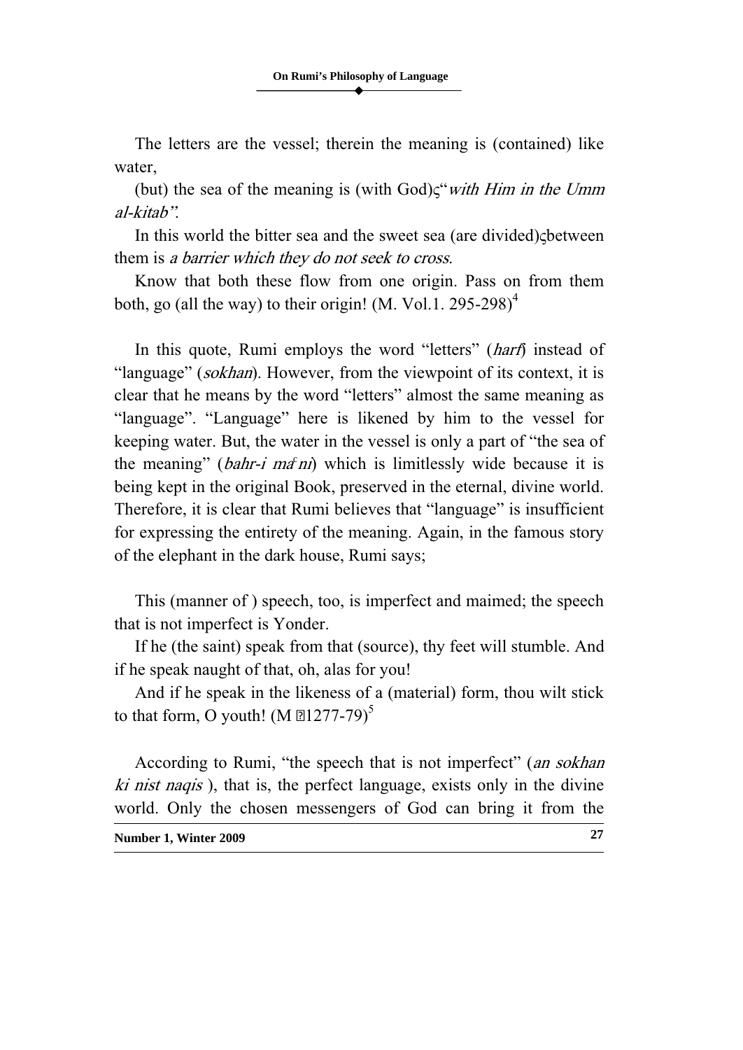The letters are the vessel; therein the meaning is (contained) like water,

(but) the sea of the meaning is (with God)ç"*with Him in the Umm al-kitab"*.

In this world the bitter sea and the sweet sea (are divided)çbetween them is *a barrier which they do not seek to cross*.

Know that both these flow from one origin. Pass on from them both, go (all the way) to their origin! (M. Vol.1. 295-298)[4]

In this quote, Rumi employs the word "letters" (*harf*) instead of "language" (*sokhan*). However, from the viewpoint of its context, it is clear that he means by the word "letters" almost the same meaning as "language". "Language" here is likened by him to the vessel for keeping water. But, the water in the vessel is only a part of "the sea of the meaning" (*bahr-i ma'ni*) which is limitlessly wide because it is being kept in the original Book, preserved in the eternal, divine world. Therefore, it is clear that Rumi believes that "language" is insufficient for expressing the entirety of the meaning. Again, in the famous story of the elephant in the dark house, Rumi says;

This (manner of ) speech, too, is imperfect and maimed; the speech that is not imperfect is Yonder.

If he (the saint) speak from that (source), thy feet will stumble. And if he speak naught of that, oh, alas for you!

And if he speak in the likeness of a (material) form, thou wilt stick to that form, O youth! (M 1277-79)[5]

According to Rumi, "the speech that is not imperfect" (*an sokhan ki nist naqis* ), that is, the perfect language, exists only in the divine world. Only the chosen messengers of God can bring it from the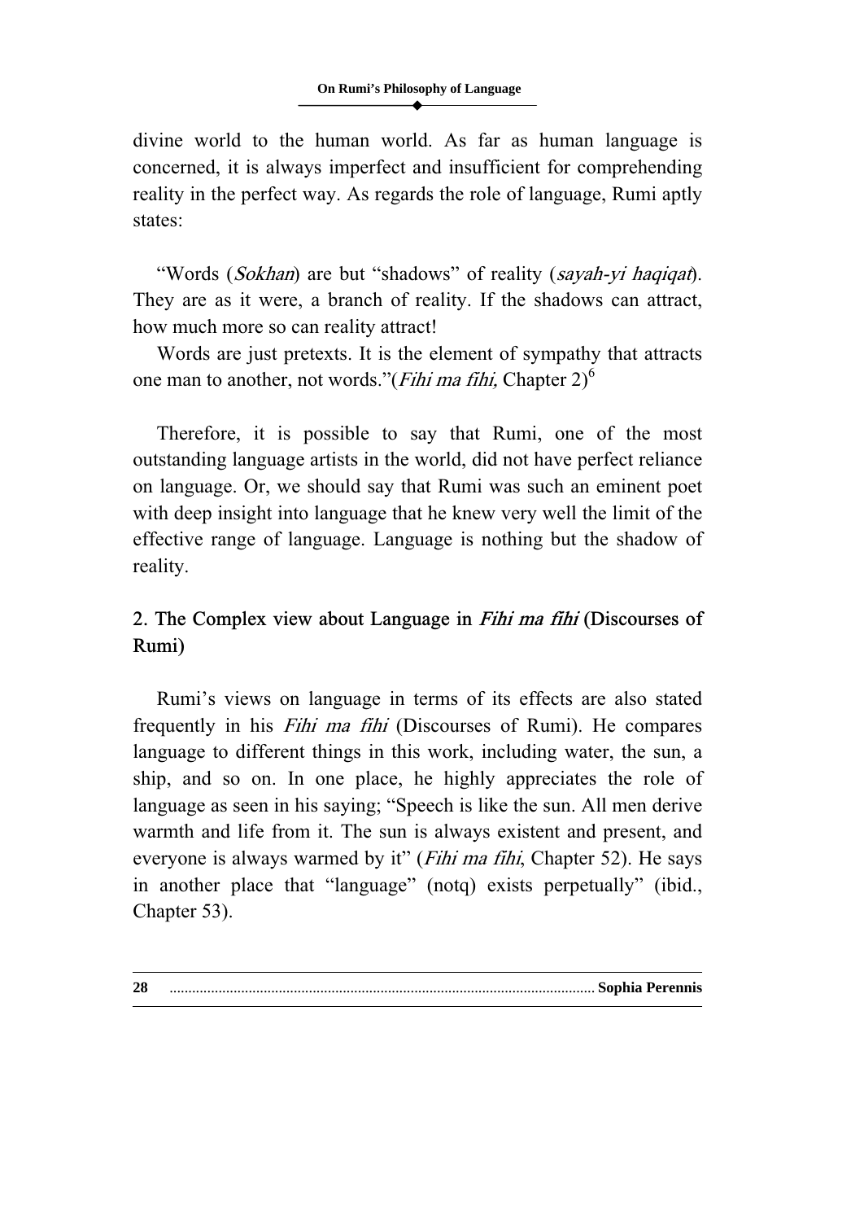divine world to the human world. As far as human language is concerned, it is always imperfect and insufficient for comprehending reality in the perfect way. As regards the role of language, Rumi aptly states:

"Words (*Sokhan*) are but "shadows" of reality (*sayah-yi haqiqat*). They are as it were, a branch of reality. If the shadows can attract, how much more so can reality attract!

Words are just pretexts. It is the element of sympathy that attracts one man to another, not words."(*Fihi ma fihi,* Chapter 2)[6]

Therefore, it is possible to say that Rumi, one of the most outstanding language artists in the world, did not have perfect reliance on language. Or, we should say that Rumi was such an eminent poet with deep insight into language that he knew very well the limit of the effective range of language. Language is nothing but the shadow of reality.

## 2. The Complex view about Language in *Fihi ma fihi* (Discourses of Rumi)

Rumi's views on language in terms of its effects are also stated frequently in his *Fihi ma fihi* (Discourses of Rumi). He compares language to different things in this work, including water, the sun, a ship, and so on. In one place, he highly appreciates the role of language as seen in his saying; "Speech is like the sun. All men derive warmth and life from it. The sun is always existent and present, and everyone is always warmed by it" (*Fihi ma fihi*, Chapter 52). He says in another place that "language" (notq) exists perpetually" (ibid., Chapter 53).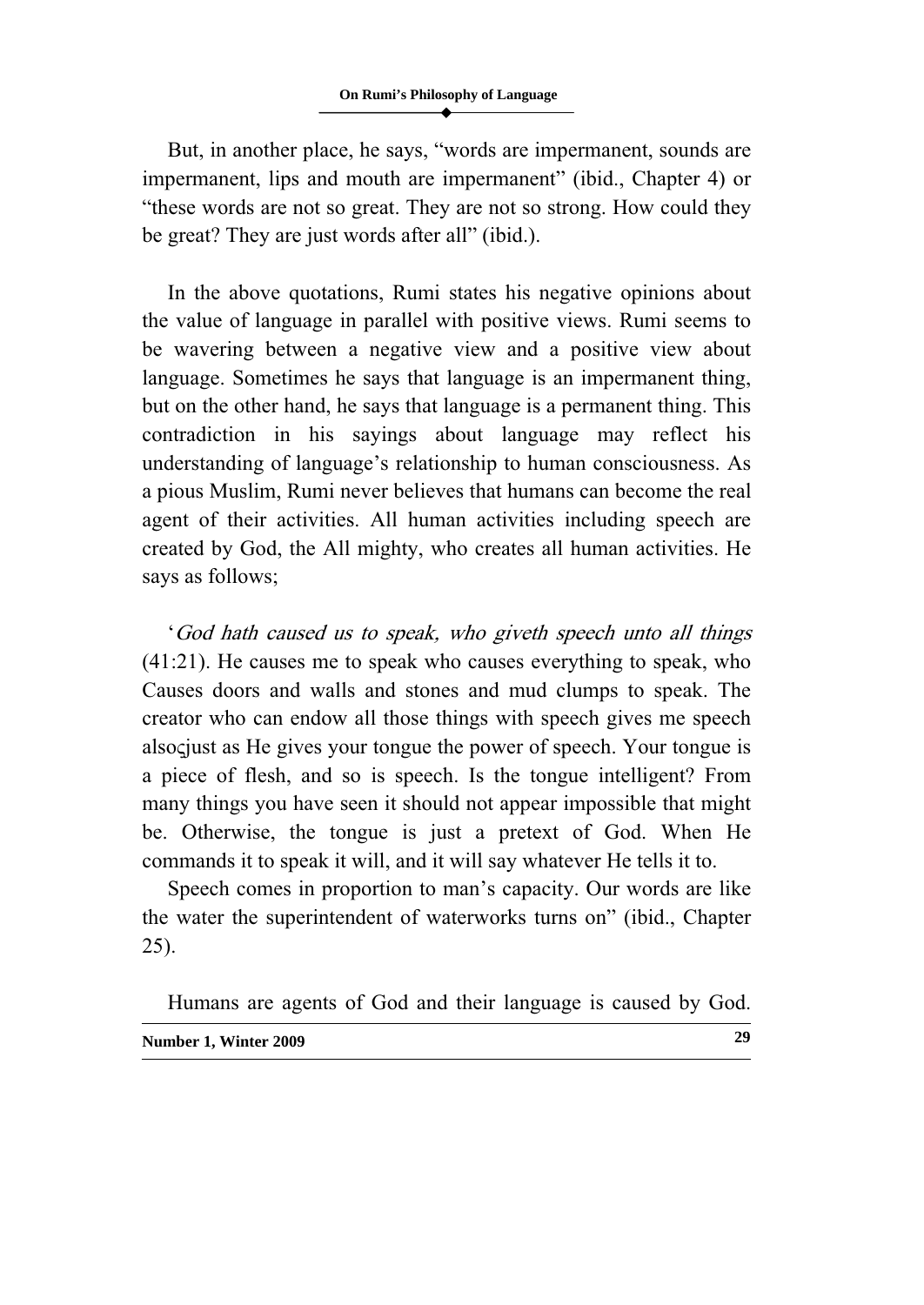But, in another place, he says, "words are impermanent, sounds are impermanent, lips and mouth are impermanent" (ibid., Chapter 4) or "these words are not so great. They are not so strong. How could they be great? They are just words after all" (ibid.).

In the above quotations, Rumi states his negative opinions about the value of language in parallel with positive views. Rumi seems to be wavering between a negative view and a positive view about language. Sometimes he says that language is an impermanent thing, but on the other hand, he says that language is a permanent thing. This contradiction in his sayings about language may reflect his understanding of language's relationship to human consciousness. As a pious Muslim, Rumi never believes that humans can become the real agent of their activities. All human activities including speech are created by God, the All mighty, who creates all human activities. He says as follows;

'*God hath caused us to speak, who giveth speech unto all things* (41:21). He causes me to speak who causes everything to speak, who Causes doors and walls and stones and mud clumps to speak. The creator who can endow all those things with speech gives me speech alsoךjust as He gives your tongue the power of speech. Your tongue is a piece of flesh, and so is speech. Is the tongue intelligent? From many things you have seen it should not appear impossible that might be. Otherwise, the tongue is just a pretext of God. When He commands it to speak it will, and it will say whatever He tells it to.

Speech comes in proportion to man's capacity. Our words are like the water the superintendent of waterworks turns on" (ibid., Chapter 25).

Humans are agents of God and their language is caused by God.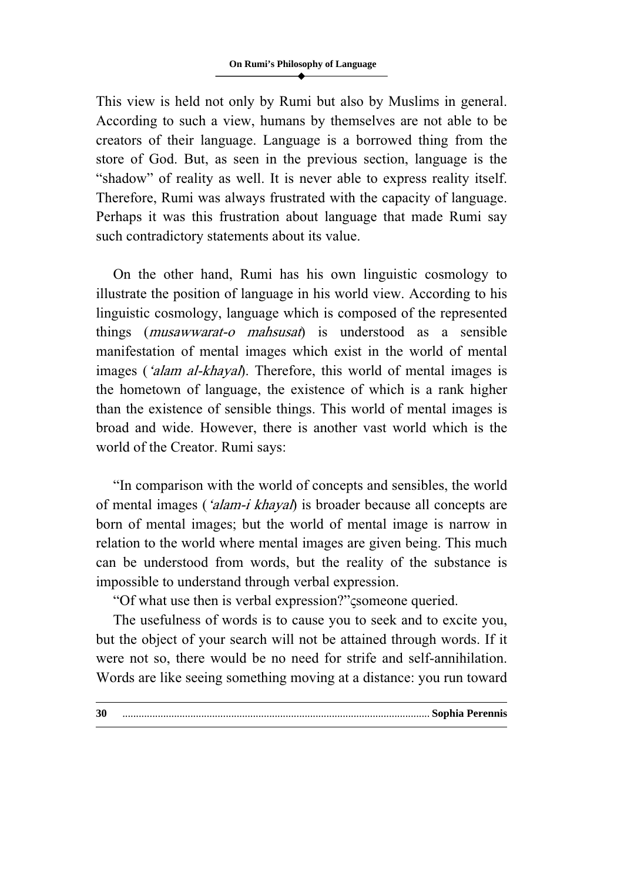This view is held not only by Rumi but also by Muslims in general. According to such a view, humans by themselves are not able to be creators of their language. Language is a borrowed thing from the store of God. But, as seen in the previous section, language is the "shadow" of reality as well. It is never able to express reality itself. Therefore, Rumi was always frustrated with the capacity of language. Perhaps it was this frustration about language that made Rumi say such contradictory statements about its value.

On the other hand, Rumi has his own linguistic cosmology to illustrate the position of language in his world view. According to his linguistic cosmology, language which is composed of the represented things (*musawwarat-o mahsusat*) is understood as a sensible manifestation of mental images which exist in the world of mental images (*'alam al-khayal*). Therefore, this world of mental images is the hometown of language, the existence of which is a rank higher than the existence of sensible things. This world of mental images is broad and wide. However, there is another vast world which is the world of the Creator. Rumi says:

"In comparison with the world of concepts and sensibles, the world of mental images (*'alam-i khayal*) is broader because all concepts are born of mental images; but the world of mental image is narrow in relation to the world where mental images are given being. This much can be understood from words, but the reality of the substance is impossible to understand through verbal expression.

"Of what use then is verbal expression?" someone queried.

The usefulness of words is to cause you to seek and to excite you, but the object of your search will not be attained through words. If it were not so, there would be no need for strife and self-annihilation. Words are like seeing something moving at a distance: you run toward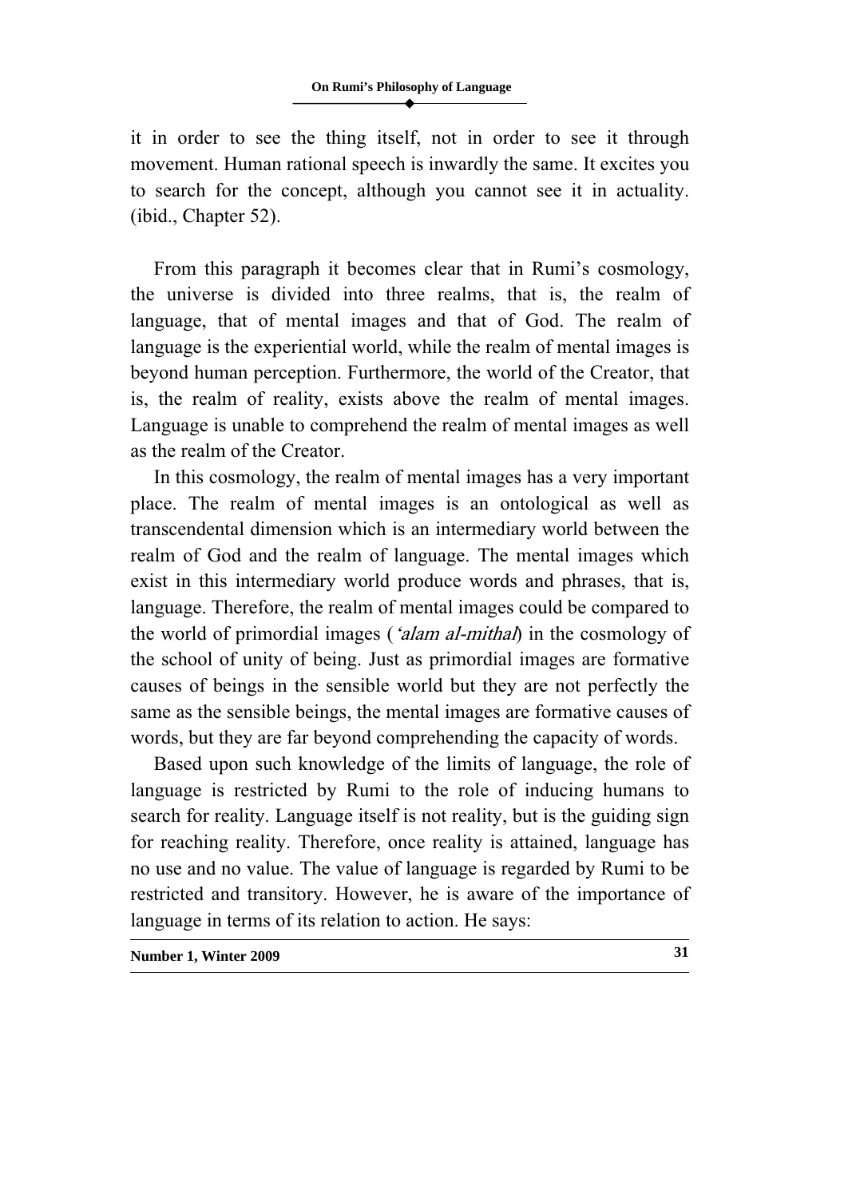it in order to see the thing itself, not in order to see it through movement. Human rational speech is inwardly the same. It excites you to search for the concept, although you cannot see it in actuality. (ibid., Chapter 52).

From this paragraph it becomes clear that in Rumi's cosmology, the universe is divided into three realms, that is, the realm of language, that of mental images and that of God. The realm of language is the experiential world, while the realm of mental images is beyond human perception. Furthermore, the world of the Creator, that is, the realm of reality, exists above the realm of mental images. Language is unable to comprehend the realm of mental images as well as the realm of the Creator.

In this cosmology, the realm of mental images has a very important place. The realm of mental images is an ontological as well as transcendental dimension which is an intermediary world between the realm of God and the realm of language. The mental images which exist in this intermediary world produce words and phrases, that is, language. Therefore, the realm of mental images could be compared to the world of primordial images (*'alam al-mithal*) in the cosmology of the school of unity of being. Just as primordial images are formative causes of beings in the sensible world but they are not perfectly the same as the sensible beings, the mental images are formative causes of words, but they are far beyond comprehending the capacity of words.

Based upon such knowledge of the limits of language, the role of language is restricted by Rumi to the role of inducing humans to search for reality. Language itself is not reality, but is the guiding sign for reaching reality. Therefore, once reality is attained, language has no use and no value. The value of language is regarded by Rumi to be restricted and transitory. However, he is aware of the importance of language in terms of its relation to action. He says: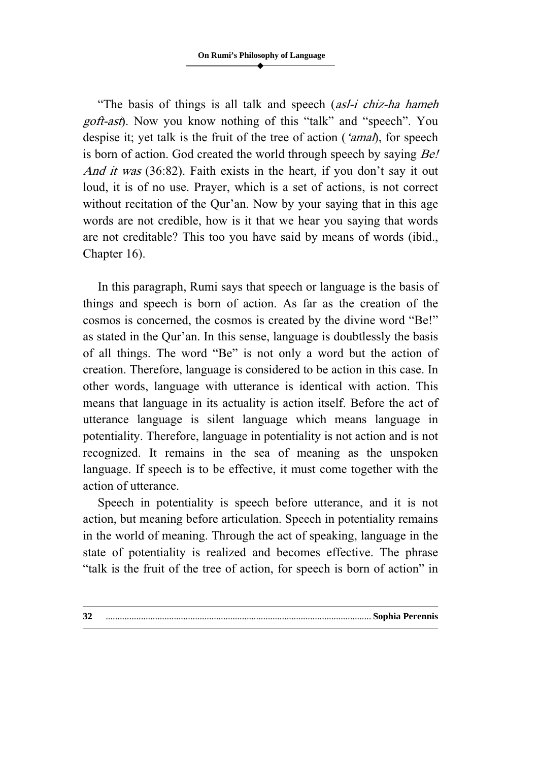"The basis of things is all talk and speech (*asl-i chiz-ha hameh goft-ast*). Now you know nothing of this "talk" and "speech". You despise it; yet talk is the fruit of the tree of action (*'amal*), for speech is born of action. God created the world through speech by saying *Be! And it was* (36:82). Faith exists in the heart, if you don't say it out loud, it is of no use. Prayer, which is a set of actions, is not correct without recitation of the Qur'an. Now by your saying that in this age words are not credible, how is it that we hear you saying that words are not creditable? This too you have said by means of words (ibid., Chapter 16).

In this paragraph, Rumi says that speech or language is the basis of things and speech is born of action. As far as the creation of the cosmos is concerned, the cosmos is created by the divine word "Be!" as stated in the Qur'an. In this sense, language is doubtlessly the basis of all things. The word "Be" is not only a word but the action of creation. Therefore, language is considered to be action in this case. In other words, language with utterance is identical with action. This means that language in its actuality is action itself. Before the act of utterance language is silent language which means language in potentiality. Therefore, language in potentiality is not action and is not recognized. It remains in the sea of meaning as the unspoken language. If speech is to be effective, it must come together with the action of utterance.

Speech in potentiality is speech before utterance, and it is not action, but meaning before articulation. Speech in potentiality remains in the world of meaning. Through the act of speaking, language in the state of potentiality is realized and becomes effective. The phrase "talk is the fruit of the tree of action, for speech is born of action" in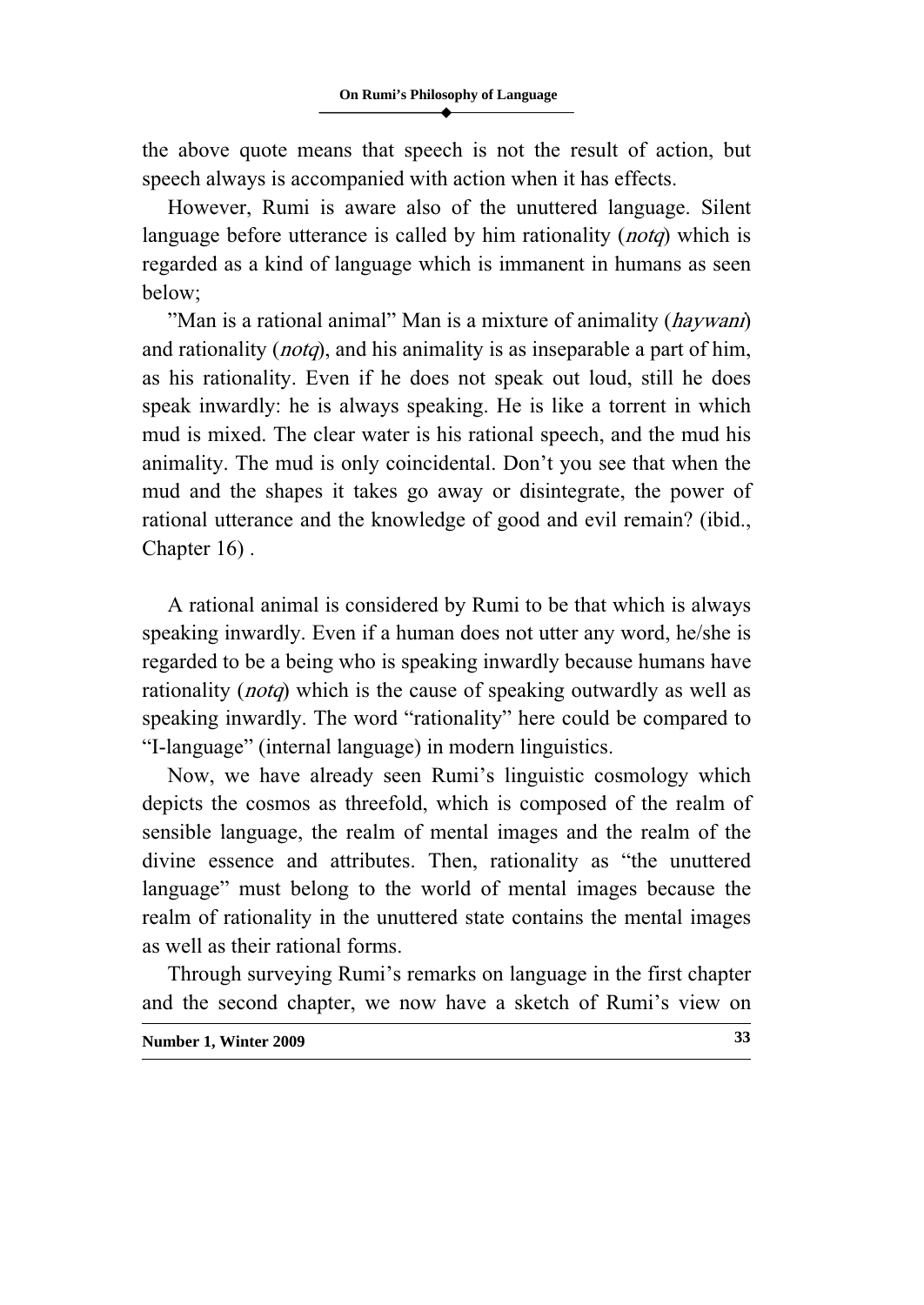the above quote means that speech is not the result of action, but speech always is accompanied with action when it has effects.

However, Rumi is aware also of the unuttered language. Silent language before utterance is called by him rationality (*notq*) which is regarded as a kind of language which is immanent in humans as seen below;

”Man is a rational animal” Man is a mixture of animality (*haywani*) and rationality (*notq*), and his animality is as inseparable a part of him, as his rationality. Even if he does not speak out loud, still he does speak inwardly: he is always speaking. He is like a torrent in which mud is mixed. The clear water is his rational speech, and the mud his animality. The mud is only coincidental. Don’t you see that when the mud and the shapes it takes go away or disintegrate, the power of rational utterance and the knowledge of good and evil remain? (ibid., Chapter 16) .

A rational animal is considered by Rumi to be that which is always speaking inwardly. Even if a human does not utter any word, he/she is regarded to be a being who is speaking inwardly because humans have rationality (*notq*) which is the cause of speaking outwardly as well as speaking inwardly. The word “rationality” here could be compared to “I-language” (internal language) in modern linguistics.

Now, we have already seen Rumi’s linguistic cosmology which depicts the cosmos as threefold, which is composed of the realm of sensible language, the realm of mental images and the realm of the divine essence and attributes. Then, rationality as “the unuttered language” must belong to the world of mental images because the realm of rationality in the unuttered state contains the mental images as well as their rational forms.

Through surveying Rumi’s remarks on language in the first chapter and the second chapter, we now have a sketch of Rumi’s view on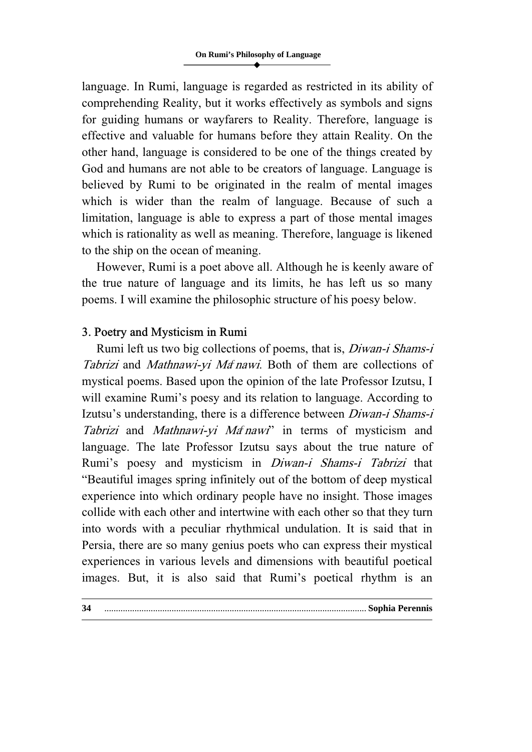language. In Rumi, language is regarded as restricted in its ability of comprehending Reality, but it works effectively as symbols and signs for guiding humans or wayfarers to Reality. Therefore, language is effective and valuable for humans before they attain Reality. On the other hand, language is considered to be one of the things created by God and humans are not able to be creators of language. Language is believed by Rumi to be originated in the realm of mental images which is wider than the realm of language. Because of such a limitation, language is able to express a part of those mental images which is rationality as well as meaning. Therefore, language is likened to the ship on the ocean of meaning.

However, Rumi is a poet above all. Although he is keenly aware of the true nature of language and its limits, he has left us so many poems. I will examine the philosophic structure of his poesy below.

## 3. Poetry and Mysticism in Rumi

Rumi left us two big collections of poems, that is, *Diwan-i Shams-i Tabrizi* and *Mathnawi-yi Maʻnawi*. Both of them are collections of mystical poems. Based upon the opinion of the late Professor Izutsu, I will examine Rumi's poesy and its relation to language. According to Izutsu's understanding, there is a difference between *Diwan-i Shams-i Tabrizi* and *Mathnawi-yi Maʻnawi*" in terms of mysticism and language. The late Professor Izutsu says about the true nature of Rumi's poesy and mysticism in *Diwan-i Shams-i Tabrizi* that "Beautiful images spring infinitely out of the bottom of deep mystical experience into which ordinary people have no insight. Those images collide with each other and intertwine with each other so that they turn into words with a peculiar rhythmical undulation. It is said that in Persia, there are so many genius poets who can express their mystical experiences in various levels and dimensions with beautiful poetical images. But, it is also said that Rumi's poetical rhythm is an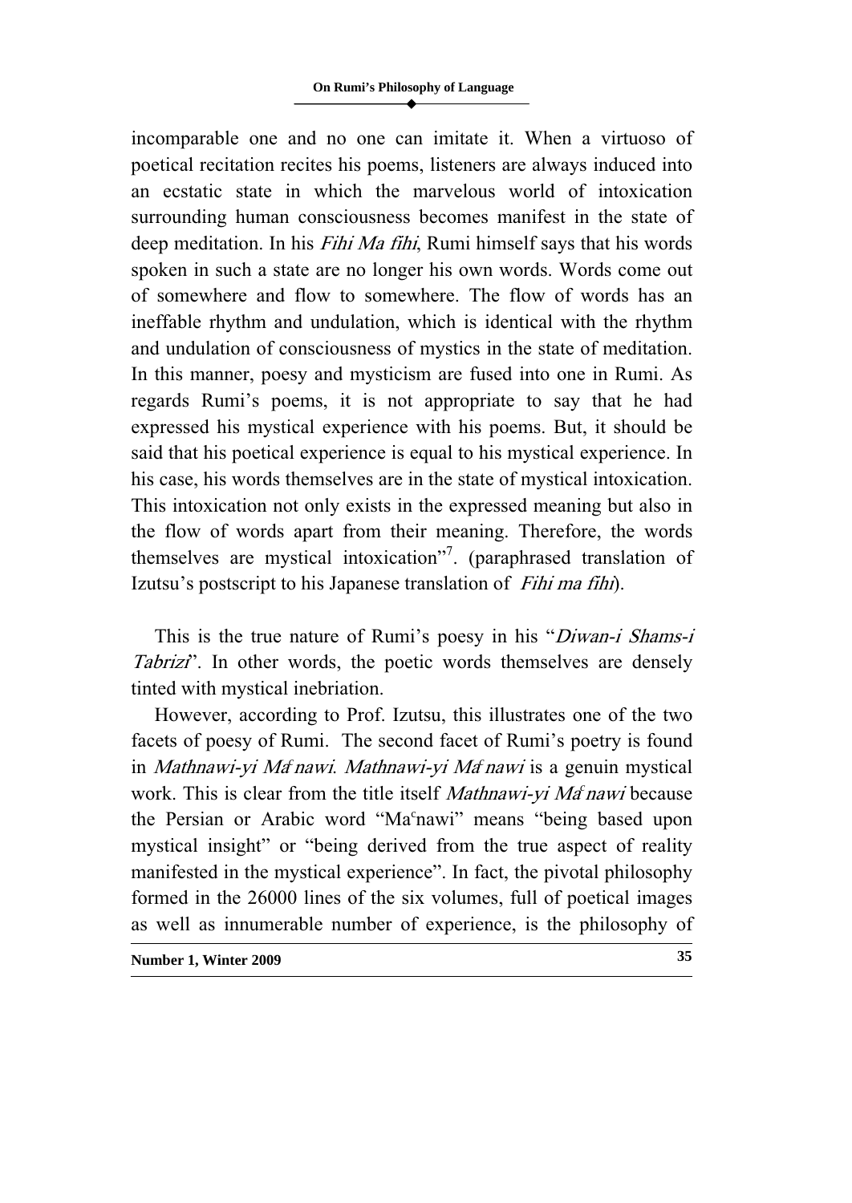incomparable one and no one can imitate it. When a virtuoso of poetical recitation recites his poems, listeners are always induced into an ecstatic state in which the marvelous world of intoxication surrounding human consciousness becomes manifest in the state of deep meditation. In his *Fihi Ma fihi*, Rumi himself says that his words spoken in such a state are no longer his own words. Words come out of somewhere and flow to somewhere. The flow of words has an ineffable rhythm and undulation, which is identical with the rhythm and undulation of consciousness of mystics in the state of meditation. In this manner, poesy and mysticism are fused into one in Rumi. As regards Rumi's poems, it is not appropriate to say that he had expressed his mystical experience with his poems. But, it should be said that his poetical experience is equal to his mystical experience. In his case, his words themselves are in the state of mystical intoxication. This intoxication not only exists in the expressed meaning but also in the flow of words apart from their meaning. Therefore, the words themselves are mystical intoxication"[7]. (paraphrased translation of Izutsu's postscript to his Japanese translation of *Fihi ma fihi*).

This is the true nature of Rumi's poesy in his "*Diwan-i Shams-i Tabrizi*". In other words, the poetic words themselves are densely tinted with mystical inebriation.

However, according to Prof. Izutsu, this illustrates one of the two facets of poesy of Rumi. The second facet of Rumi's poetry is found in *Mathnawi-yi Maᶜnawi*. *Mathnawi-yi Maᶜnawi* is a genuin mystical work. This is clear from the title itself *Mathnawi-yi Maᶜnawi* because the Persian or Arabic word "Maᶜnawi" means "being based upon mystical insight" or "being derived from the true aspect of reality manifested in the mystical experience". In fact, the pivotal philosophy formed in the 26000 lines of the six volumes, full of poetical images as well as innumerable number of experience, is the philosophy of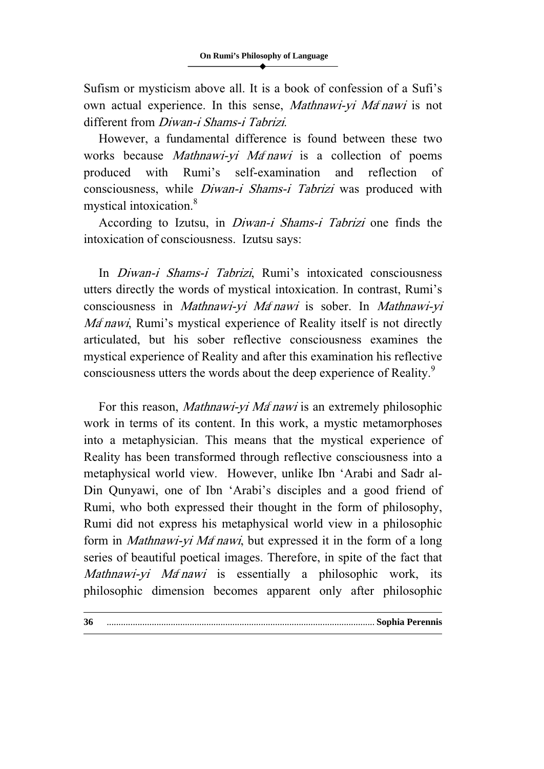Sufism or mysticism above all. It is a book of confession of a Sufi's own actual experience. In this sense, *Mathnawi-yi Maʿnawi* is not different from *Diwan-i Shams-i Tabrizi*.

However, a fundamental difference is found between these two works because *Mathnawi-yi Maʿnawi* is a collection of poems produced with Rumi's self-examination and reflection of consciousness, while *Diwan-i Shams-i Tabrizi* was produced with mystical intoxication.[8]

According to Izutsu, in *Diwan-i Shams-i Tabrizi* one finds the intoxication of consciousness. Izutsu says:

> In *Diwan-i Shams-i Tabrizi*, Rumi's intoxicated consciousness utters directly the words of mystical intoxication. In contrast, Rumi's consciousness in *Mathnawi-yi Maʿnawi* is sober. In *Mathnawi-yi Maʿnawi*, Rumi's mystical experience of Reality itself is not directly articulated, but his sober reflective consciousness examines the mystical experience of Reality and after this examination his reflective consciousness utters the words about the deep experience of Reality.[9]

For this reason, *Mathnawi-yi Maʿnawi* is an extremely philosophic work in terms of its content. In this work, a mystic metamorphoses into a metaphysician. This means that the mystical experience of Reality has been transformed through reflective consciousness into a metaphysical world view. However, unlike Ibn 'Arabi and Sadr al-Din Qunyawi, one of Ibn 'Arabi's disciples and a good friend of Rumi, who both expressed their thought in the form of philosophy, Rumi did not express his metaphysical world view in a philosophic form in *Mathnawi-yi Maʿnawi*, but expressed it in the form of a long series of beautiful poetical images. Therefore, in spite of the fact that *Mathnawi-yi Maʿnawi* is essentially a philosophic work, its philosophic dimension becomes apparent only after philosophic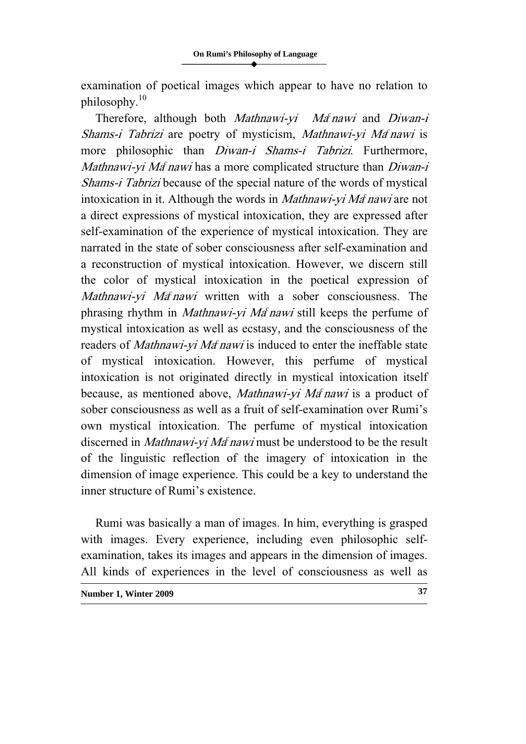examination of poetical images which appear to have no relation to philosophy.[10]

Therefore, although both *Mathnawi-yi Maʿnawi* and *Diwan-i Shams-i Tabrizi* are poetry of mysticism, *Mathnawi-yi Maʿnawi* is more philosophic than *Diwan-i Shams-i Tabrizi*. Furthermore, *Mathnawi-yi Maʿnawi* has a more complicated structure than *Diwan-i Shams-i Tabrizi* because of the special nature of the words of mystical intoxication in it. Although the words in *Mathnawi-yi Maʿnawi* are not a direct expressions of mystical intoxication, they are expressed after self-examination of the experience of mystical intoxication. They are narrated in the state of sober consciousness after self-examination and a reconstruction of mystical intoxication. However, we discern still the color of mystical intoxication in the poetical expression of *Mathnawi-yi Maʿnawi* written with a sober consciousness. The phrasing rhythm in *Mathnawi-yi Maʿnawi* still keeps the perfume of mystical intoxication as well as ecstasy, and the consciousness of the readers of *Mathnawi-yi Maʿnawi* is induced to enter the ineffable state of mystical intoxication. However, this perfume of mystical intoxication is not originated directly in mystical intoxication itself because, as mentioned above, *Mathnawi-yi Maʿnawi* is a product of sober consciousness as well as a fruit of self-examination over Rumi's own mystical intoxication. The perfume of mystical intoxication discerned in *Mathnawi-yi Maʿnawi* must be understood to be the result of the linguistic reflection of the imagery of intoxication in the dimension of image experience. This could be a key to understand the inner structure of Rumi's existence.

Rumi was basically a man of images. In him, everything is grasped with images. Every experience, including even philosophic self-examination, takes its images and appears in the dimension of images. All kinds of experiences in the level of consciousness as well as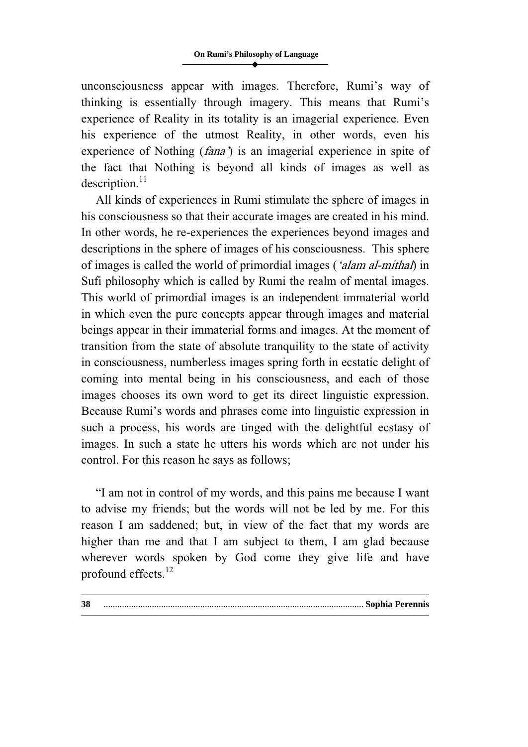unconsciousness appear with images. Therefore, Rumi's way of thinking is essentially through imagery. This means that Rumi's experience of Reality in its totality is an imagerial experience. Even his experience of the utmost Reality, in other words, even his experience of Nothing (*fana'*) is an imagerial experience in spite of the fact that Nothing is beyond all kinds of images as well as description.[11]

All kinds of experiences in Rumi stimulate the sphere of images in his consciousness so that their accurate images are created in his mind. In other words, he re-experiences the experiences beyond images and descriptions in the sphere of images of his consciousness. This sphere of images is called the world of primordial images (*'alam al-mithal*) in Sufi philosophy which is called by Rumi the realm of mental images. This world of primordial images is an independent immaterial world in which even the pure concepts appear through images and material beings appear in their immaterial forms and images. At the moment of transition from the state of absolute tranquility to the state of activity in consciousness, numberless images spring forth in ecstatic delight of coming into mental being in his consciousness, and each of those images chooses its own word to get its direct linguistic expression. Because Rumi's words and phrases come into linguistic expression in such a process, his words are tinged with the delightful ecstasy of images. In such a state he utters his words which are not under his control. For this reason he says as follows;

"I am not in control of my words, and this pains me because I want to advise my friends; but the words will not be led by me. For this reason I am saddened; but, in view of the fact that my words are higher than me and that I am subject to them, I am glad because wherever words spoken by God come they give life and have profound effects.[12]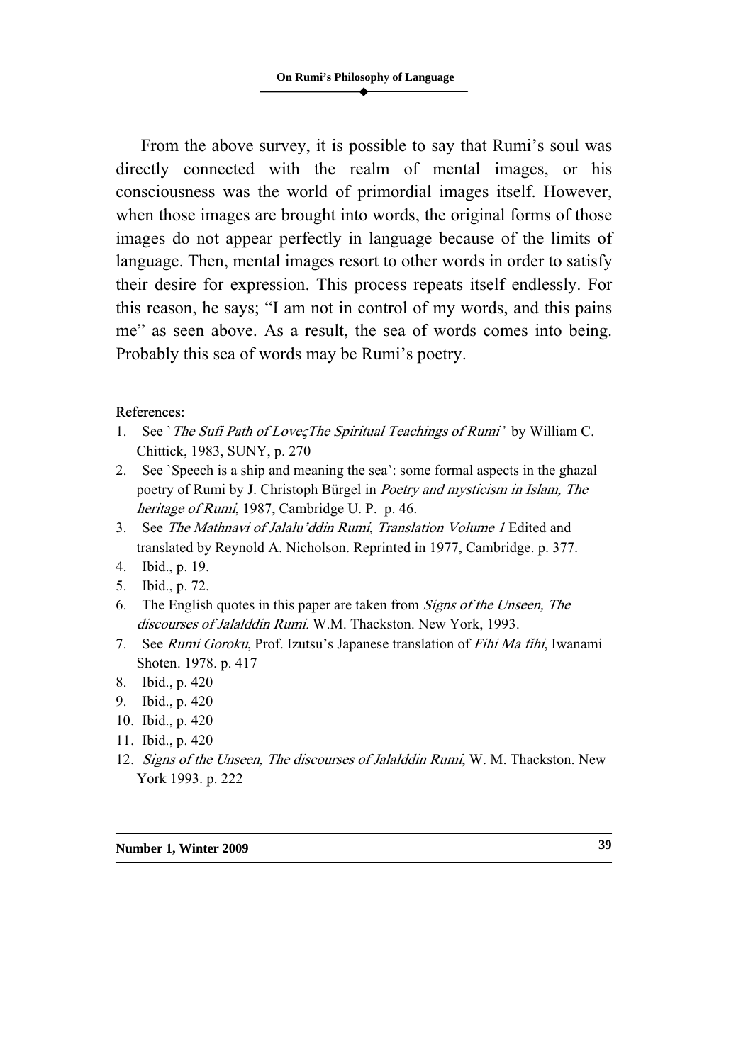From the above survey, it is possible to say that Rumi's soul was directly connected with the realm of mental images, or his consciousness was the world of primordial images itself. However, when those images are brought into words, the original forms of those images do not appear perfectly in language because of the limits of language. Then, mental images resort to other words in order to satisfy their desire for expression. This process repeats itself endlessly. For this reason, he says; "I am not in control of my words, and this pains me" as seen above. As a result, the sea of words comes into being. Probably this sea of words may be Rumi's poetry.

**References:**

1. See `*The Sufi Path of Love;The Spiritual Teachings of Rumi*' by William C. Chittick, 1983, SUNY, p. 270
2. See `Speech is a ship and meaning the sea': some formal aspects in the ghazal poetry of Rumi by J. Christoph Bürgel in *Poetry and mysticism in Islam, The heritage of Rumi*, 1987, Cambridge U. P. p. 46.
3. See *The Mathnavi of Jalalu'ddin Rumi, Translation Volume 1* Edited and translated by Reynold A. Nicholson. Reprinted in 1977, Cambridge. p. 377.
4. Ibid., p. 19.
5. Ibid., p. 72.
6. The English quotes in this paper are taken from *Signs of the Unseen, The discourses of Jalalddin Rumi.* W.M. Thackston. New York, 1993.
7. See *Rumi Goroku*, Prof. Izutsu's Japanese translation of *Fihi Ma fihi*, Iwanami Shoten. 1978. p. 417
8. Ibid., p. 420
9. Ibid., p. 420
10. Ibid., p. 420
11. Ibid., p. 420
12. *Signs of the Unseen, The discourses of Jalalddin Rumi*, W. M. Thackston. New York 1993. p. 222